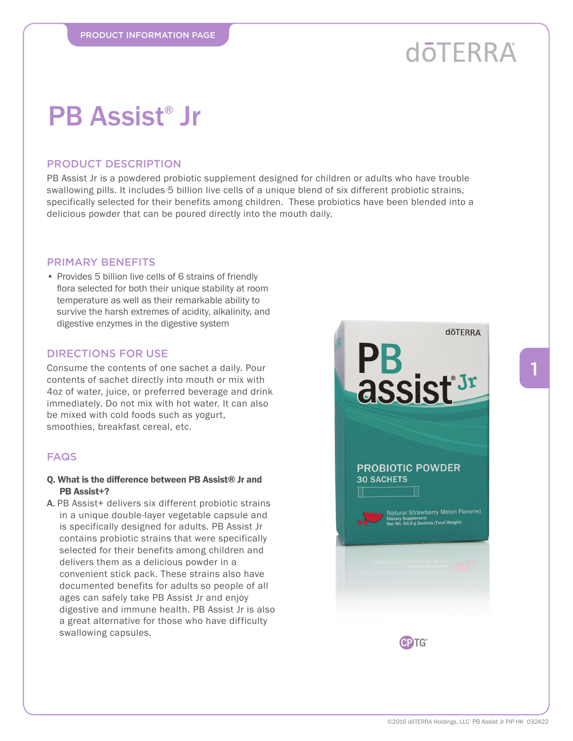PRODUCT INFORMATION PAGE

dōTERRA

# PB Assist® Jr

## PRODUCT DESCRIPTION

PB Assist Jr is a powdered probiotic supplement designed for children or adults who have trouble swallowing pills. It includes 5 billion live cells of a unique blend of six different probiotic strains, specifically selected for their benefits among children. These probiotics have been blended into a delicious powder that can be poured directly into the mouth daily.

## PRIMARY BENEFITS

- Provides 5 billion live cells of 6 strains of friendly flora selected for both their unique stability at room temperature as well as their remarkable ability to survive the harsh extremes of acidity, alkalinity, and digestive enzymes in the digestive system

## DIRECTIONS FOR USE

Consume the contents of one sachet a daily. Pour contents of sachet directly into mouth or mix with 4oz of water, juice, or preferred beverage and drink immediately. Do not mix with hot water. It can also be mixed with cold foods such as yogurt, smoothies, breakfast cereal, etc.

## FAQS

**Q. What is the difference between PB Assist® Jr and PB Assist+?**

A. PB Assist+ delivers six different probiotic strains in a unique double-layer vegetable capsule and is specifically designed for adults. PB Assist Jr contains probiotic strains that were specifically selected for their benefits among children and delivers them as a delicious powder in a convenient stick pack. These strains also have documented benefits for adults so people of all ages can safely take PB Assist Jr and enjoy digestive and immune health. PB Assist Jr is also a great alternative for those who have difficulty swallowing capsules.

©2016 dōTERRA Holdings, LLC PB Assist Jr PIP HK 032422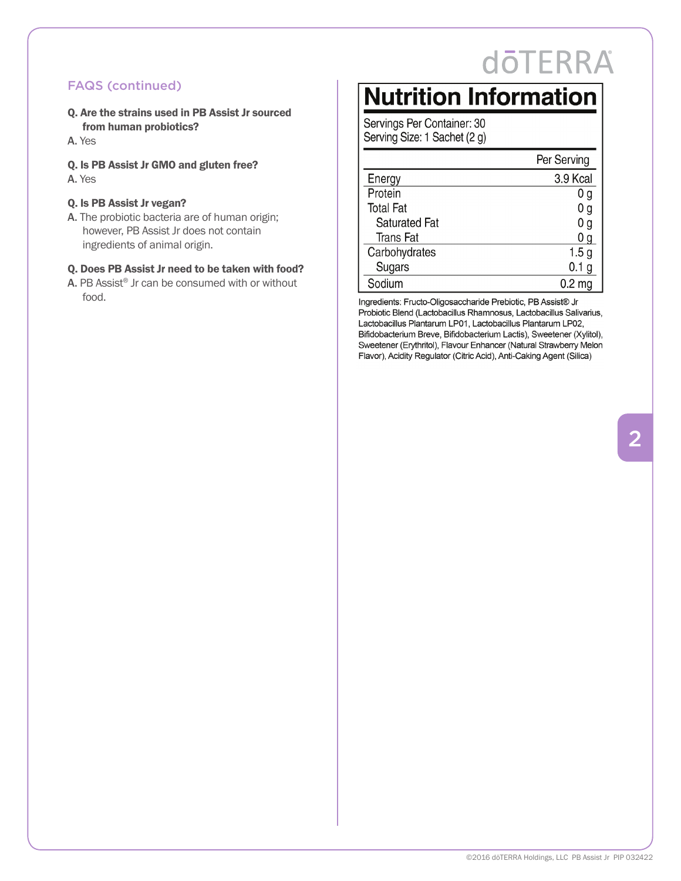## FAQS (continued)

**Q. Are the strains used in PB Assist Jr sourced from human probiotics?**

**A.** Yes

**Q. Is PB Assist Jr GMO and gluten free?**

**A.** Yes

**Q. Is PB Assist Jr vegan?**

**A.** The probiotic bacteria are of human origin; however, PB Assist Jr does not contain ingredients of animal origin.

**Q. Does PB Assist Jr need to be taken with food?**

**A.** PB Assist® Jr can be consumed with or without food.

## Nutrition Information

Servings Per Container: 30
Serving Size: 1 Sachet (2 g)

| | Per Serving |
|---|---|
| Energy | 3.9 Kcal |
| Protein | 0 g |
| Total Fat | 0 g |
| Saturated Fat | 0 g |
| Trans Fat | 0 g |
| Carbohydrates | 1.5 g |
| Sugars | 0.1 g |
| Sodium | 0.2 mg |

Ingredients: Fructo-Oligosaccharide Prebiotic, PB Assist® Jr Probiotic Blend (Lactobacillus Rhamnosus, Lactobacillus Salivarius, Lactobacillus Plantarum LP01, Lactobacillus Plantarum LP02, Bifidobacterium Breve, Bifidobacterium Lactis), Sweetener (Xylitol), Sweetener (Erythritol), Flavour Enhancer (Natural Strawberry Melon Flavor), Acidity Regulator (Citric Acid), Anti-Caking Agent (Silica)

©2016 dōTERRA Holdings, LLC PB Assist Jr PIP 032422